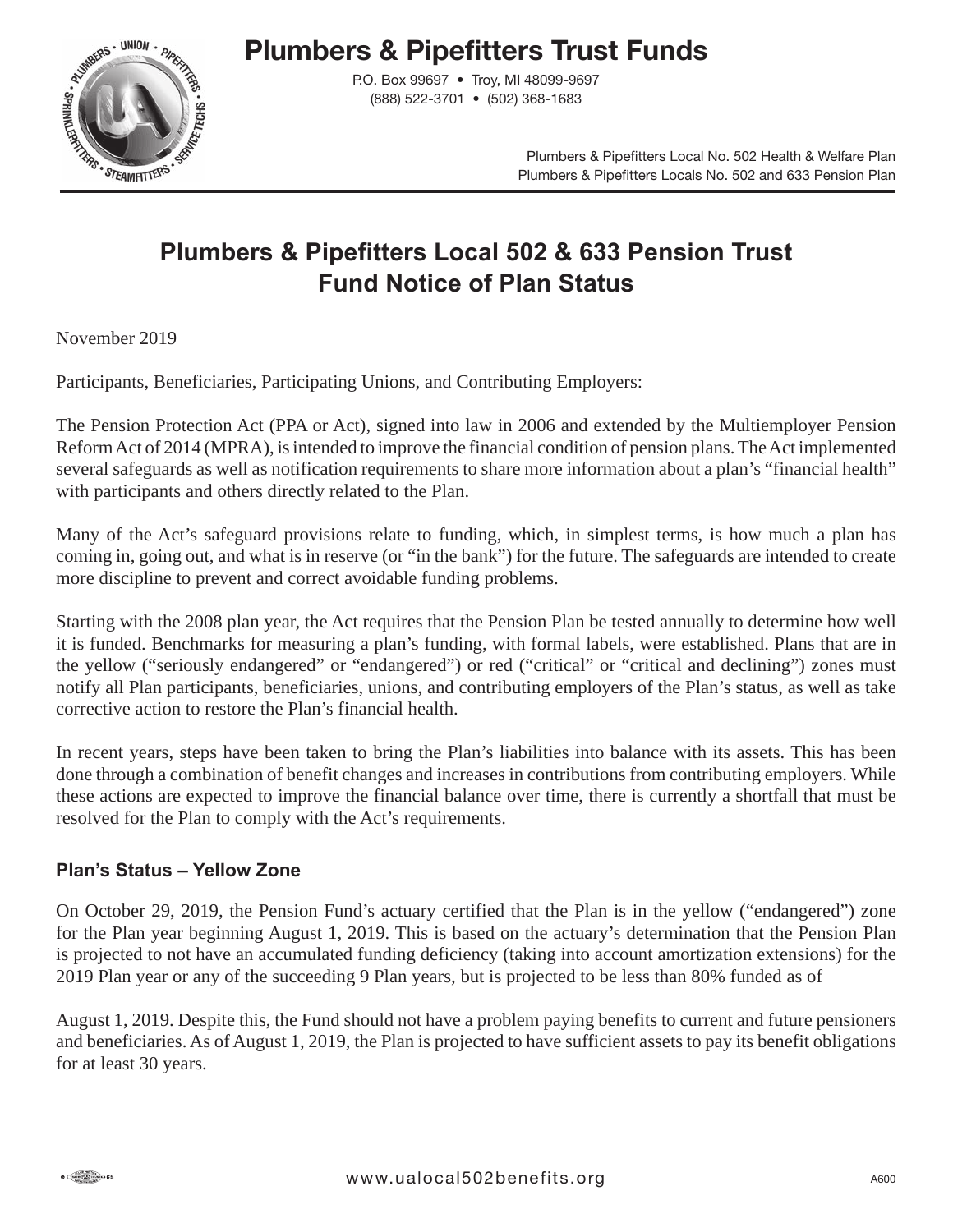# Plumbers & Pipefitters Trust Funds

P.O. Box 99697 • Troy, MI 48099-9697
(888) 522-3701 • (502) 368-1683

Plumbers & Pipefitters Local No. 502 Health & Welfare Plan
Plumbers & Pipefitters Locals No. 502 and 633 Pension Plan

## Plumbers & Pipefitters Local 502 & 633 Pension Trust Fund Notice of Plan Status

November 2019

Participants, Beneficiaries, Participating Unions, and Contributing Employers:

The Pension Protection Act (PPA or Act), signed into law in 2006 and extended by the Multiemployer Pension Reform Act of 2014 (MPRA), is intended to improve the financial condition of pension plans. The Act implemented several safeguards as well as notification requirements to share more information about a plan's "financial health" with participants and others directly related to the Plan.

Many of the Act's safeguard provisions relate to funding, which, in simplest terms, is how much a plan has coming in, going out, and what is in reserve (or "in the bank") for the future. The safeguards are intended to create more discipline to prevent and correct avoidable funding problems.

Starting with the 2008 plan year, the Act requires that the Pension Plan be tested annually to determine how well it is funded. Benchmarks for measuring a plan's funding, with formal labels, were established. Plans that are in the yellow ("seriously endangered" or "endangered") or red ("critical" or "critical and declining") zones must notify all Plan participants, beneficiaries, unions, and contributing employers of the Plan's status, as well as take corrective action to restore the Plan's financial health.

In recent years, steps have been taken to bring the Plan's liabilities into balance with its assets. This has been done through a combination of benefit changes and increases in contributions from contributing employers. While these actions are expected to improve the financial balance over time, there is currently a shortfall that must be resolved for the Plan to comply with the Act's requirements.

### Plan's Status – Yellow Zone

On October 29, 2019, the Pension Fund's actuary certified that the Plan is in the yellow ("endangered") zone for the Plan year beginning August 1, 2019. This is based on the actuary's determination that the Pension Plan is projected to not have an accumulated funding deficiency (taking into account amortization extensions) for the 2019 Plan year or any of the succeeding 9 Plan years, but is projected to be less than 80% funded as of August 1, 2019. Despite this, the Fund should not have a problem paying benefits to current and future pensioners and beneficiaries. As of August 1, 2019, the Plan is projected to have sufficient assets to pay its benefit obligations for at least 30 years.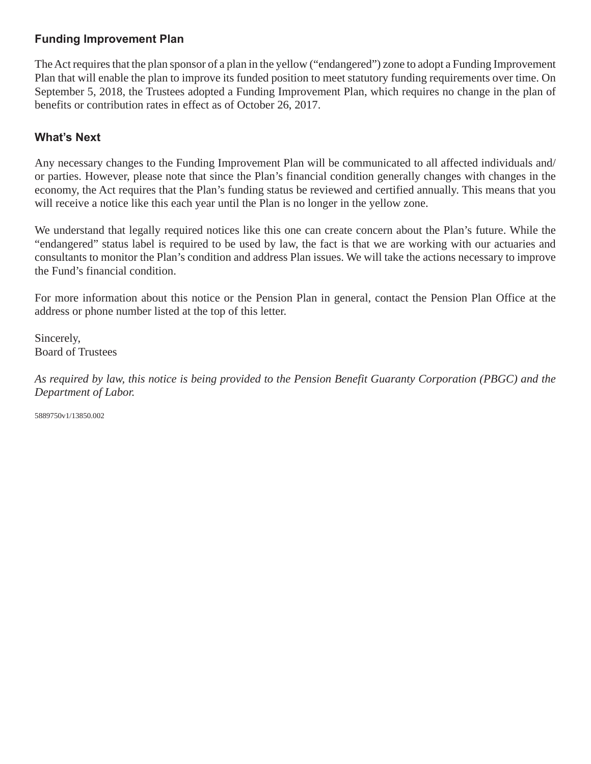## Funding Improvement Plan

The Act requires that the plan sponsor of a plan in the yellow (“endangered”) zone to adopt a Funding Improvement Plan that will enable the plan to improve its funded position to meet statutory funding requirements over time. On September 5, 2018, the Trustees adopted a Funding Improvement Plan, which requires no change in the plan of benefits or contribution rates in effect as of October 26, 2017.

## What’s Next

Any necessary changes to the Funding Improvement Plan will be communicated to all affected individuals and/or parties. However, please note that since the Plan’s financial condition generally changes with changes in the economy, the Act requires that the Plan’s funding status be reviewed and certified annually. This means that you will receive a notice like this each year until the Plan is no longer in the yellow zone.

We understand that legally required notices like this one can create concern about the Plan’s future. While the “endangered” status label is required to be used by law, the fact is that we are working with our actuaries and consultants to monitor the Plan’s condition and address Plan issues. We will take the actions necessary to improve the Fund’s financial condition.

For more information about this notice or the Pension Plan in general, contact the Pension Plan Office at the address or phone number listed at the top of this letter.

Sincerely,
Board of Trustees

*As required by law, this notice is being provided to the Pension Benefit Guaranty Corporation (PBGC) and the Department of Labor.*

5889750v1/13850.002